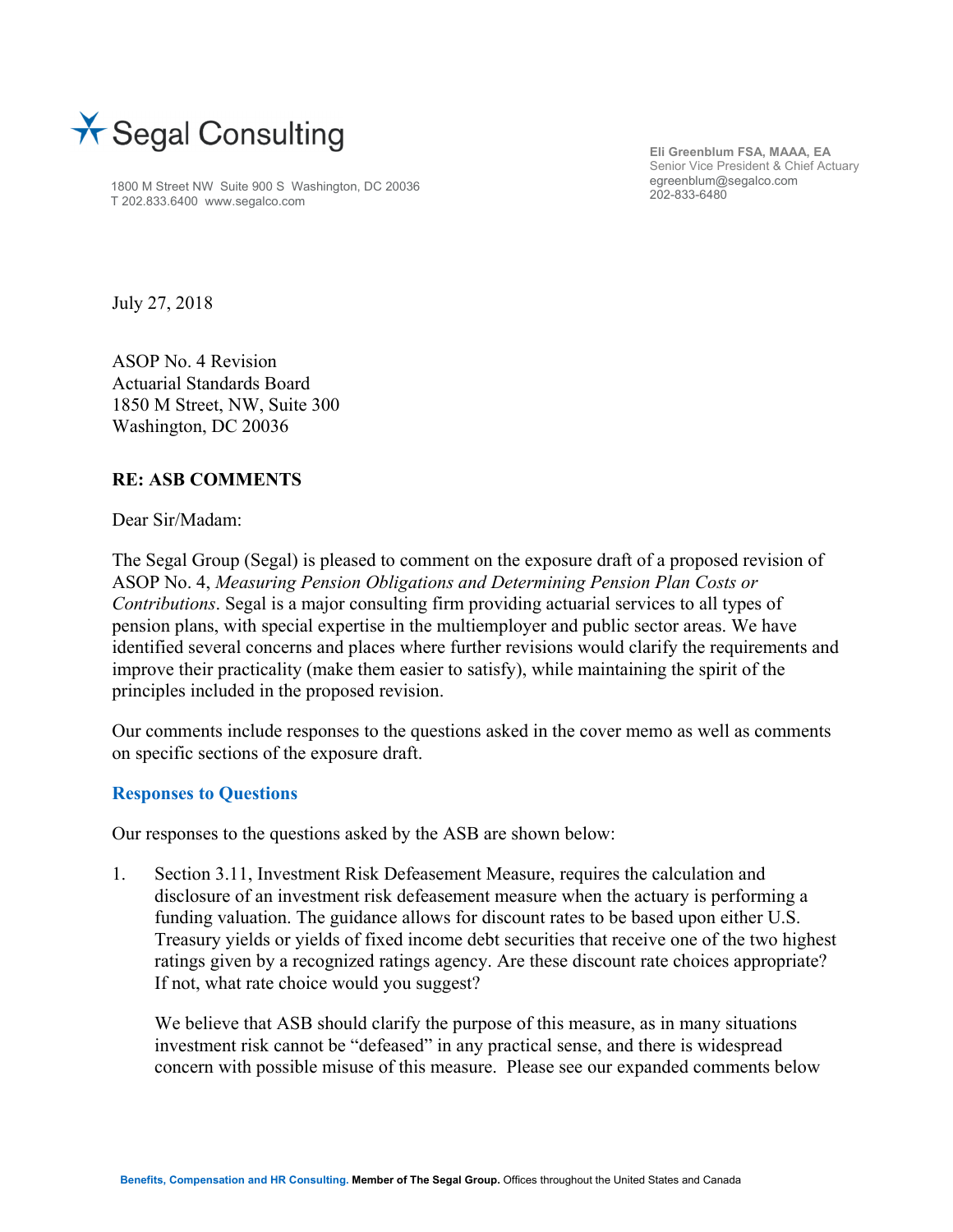Segal Consulting

1800 M Street NW Suite 900 S Washington, DC 20036
T 202.833.6400 www.segalco.com

**Eli Greenblum FSA, MAAA, EA**
Senior Vice President & Chief Actuary
egreenblum@segalco.com
202-833-6480

July 27, 2018

ASOP No. 4 Revision
Actuarial Standards Board
1850 M Street, NW, Suite 300
Washington, DC 20036

**RE: ASB COMMENTS**

Dear Sir/Madam:

The Segal Group (Segal) is pleased to comment on the exposure draft of a proposed revision of ASOP No. 4, *Measuring Pension Obligations and Determining Pension Plan Costs or Contributions*. Segal is a major consulting firm providing actuarial services to all types of pension plans, with special expertise in the multiemployer and public sector areas. We have identified several concerns and places where further revisions would clarify the requirements and improve their practicality (make them easier to satisfy), while maintaining the spirit of the principles included in the proposed revision.

Our comments include responses to the questions asked in the cover memo as well as comments on specific sections of the exposure draft.

## Responses to Questions

Our responses to the questions asked by the ASB are shown below:

1. Section 3.11, Investment Risk Defeasement Measure, requires the calculation and disclosure of an investment risk defeasement measure when the actuary is performing a funding valuation. The guidance allows for discount rates to be based upon either U.S. Treasury yields or yields of fixed income debt securities that receive one of the two highest ratings given by a recognized ratings agency. Are these discount rate choices appropriate? If not, what rate choice would you suggest?

   We believe that ASB should clarify the purpose of this measure, as in many situations investment risk cannot be "defeased" in any practical sense, and there is widespread concern with possible misuse of this measure. Please see our expanded comments below

**Benefits, Compensation and HR Consulting. Member of The Segal Group.** Offices throughout the United States and Canada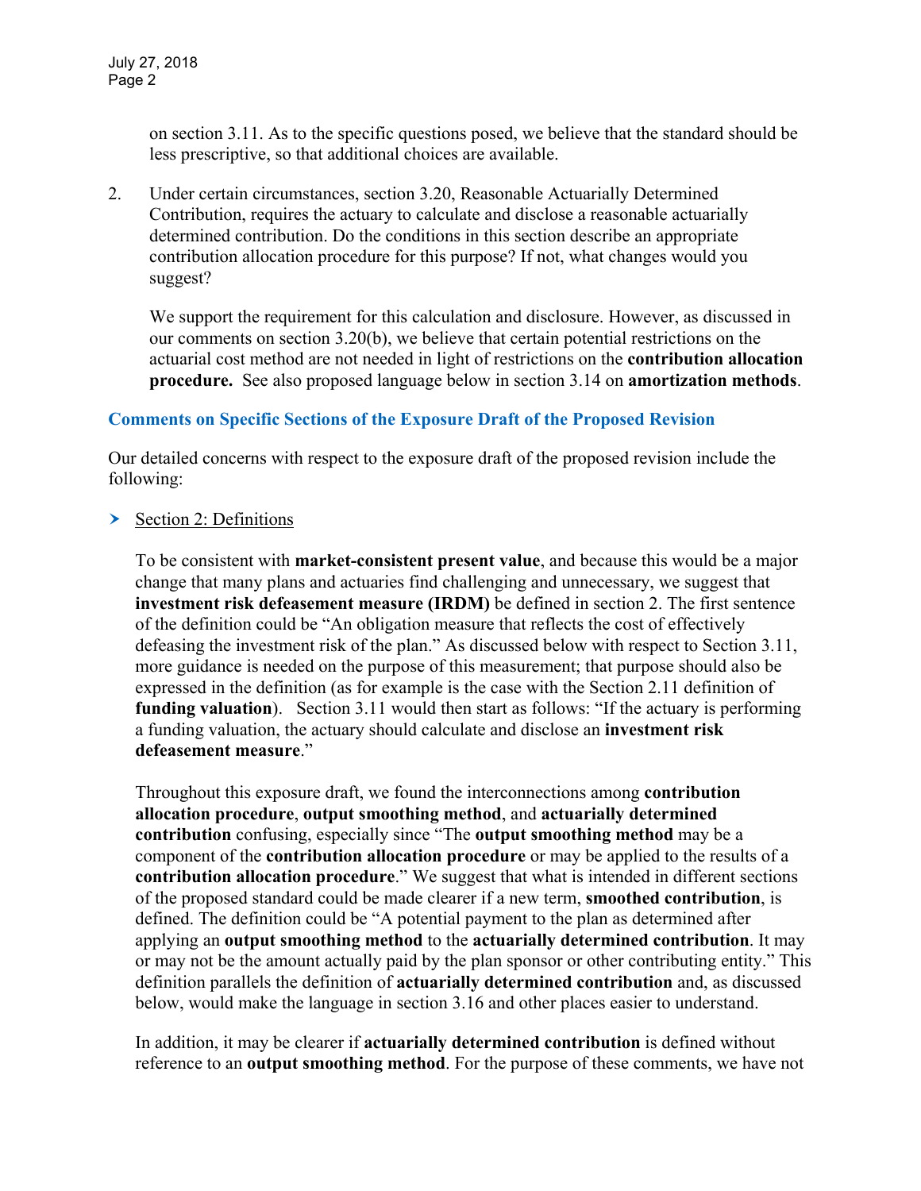on section 3.11. As to the specific questions posed, we believe that the standard should be less prescriptive, so that additional choices are available.

2. Under certain circumstances, section 3.20, Reasonable Actuarially Determined Contribution, requires the actuary to calculate and disclose a reasonable actuarially determined contribution. Do the conditions in this section describe an appropriate contribution allocation procedure for this purpose? If not, what changes would you suggest?

   We support the requirement for this calculation and disclosure. However, as discussed in our comments on section 3.20(b), we believe that certain potential restrictions on the actuarial cost method are not needed in light of restrictions on the **contribution allocation procedure.** See also proposed language below in section 3.14 on **amortization methods**.

## Comments on Specific Sections of the Exposure Draft of the Proposed Revision

Our detailed concerns with respect to the exposure draft of the proposed revision include the following:

- Section 2: Definitions

  To be consistent with **market-consistent present value**, and because this would be a major change that many plans and actuaries find challenging and unnecessary, we suggest that **investment risk defeasement measure (IRDM)** be defined in section 2. The first sentence of the definition could be "An obligation measure that reflects the cost of effectively defeasing the investment risk of the plan." As discussed below with respect to Section 3.11, more guidance is needed on the purpose of this measurement; that purpose should also be expressed in the definition (as for example is the case with the Section 2.11 definition of **funding valuation**). Section 3.11 would then start as follows: "If the actuary is performing a funding valuation, the actuary should calculate and disclose an **investment risk defeasement measure**."

  Throughout this exposure draft, we found the interconnections among **contribution allocation procedure**, **output smoothing method**, and **actuarially determined contribution** confusing, especially since "The **output smoothing method** may be a component of the **contribution allocation procedure** or may be applied to the results of a **contribution allocation procedure**." We suggest that what is intended in different sections of the proposed standard could be made clearer if a new term, **smoothed contribution**, is defined. The definition could be "A potential payment to the plan as determined after applying an **output smoothing method** to the **actuarially determined contribution**. It may or may not be the amount actually paid by the plan sponsor or other contributing entity." This definition parallels the definition of **actuarially determined contribution** and, as discussed below, would make the language in section 3.16 and other places easier to understand.

  In addition, it may be clearer if **actuarially determined contribution** is defined without reference to an **output smoothing method**. For the purpose of these comments, we have not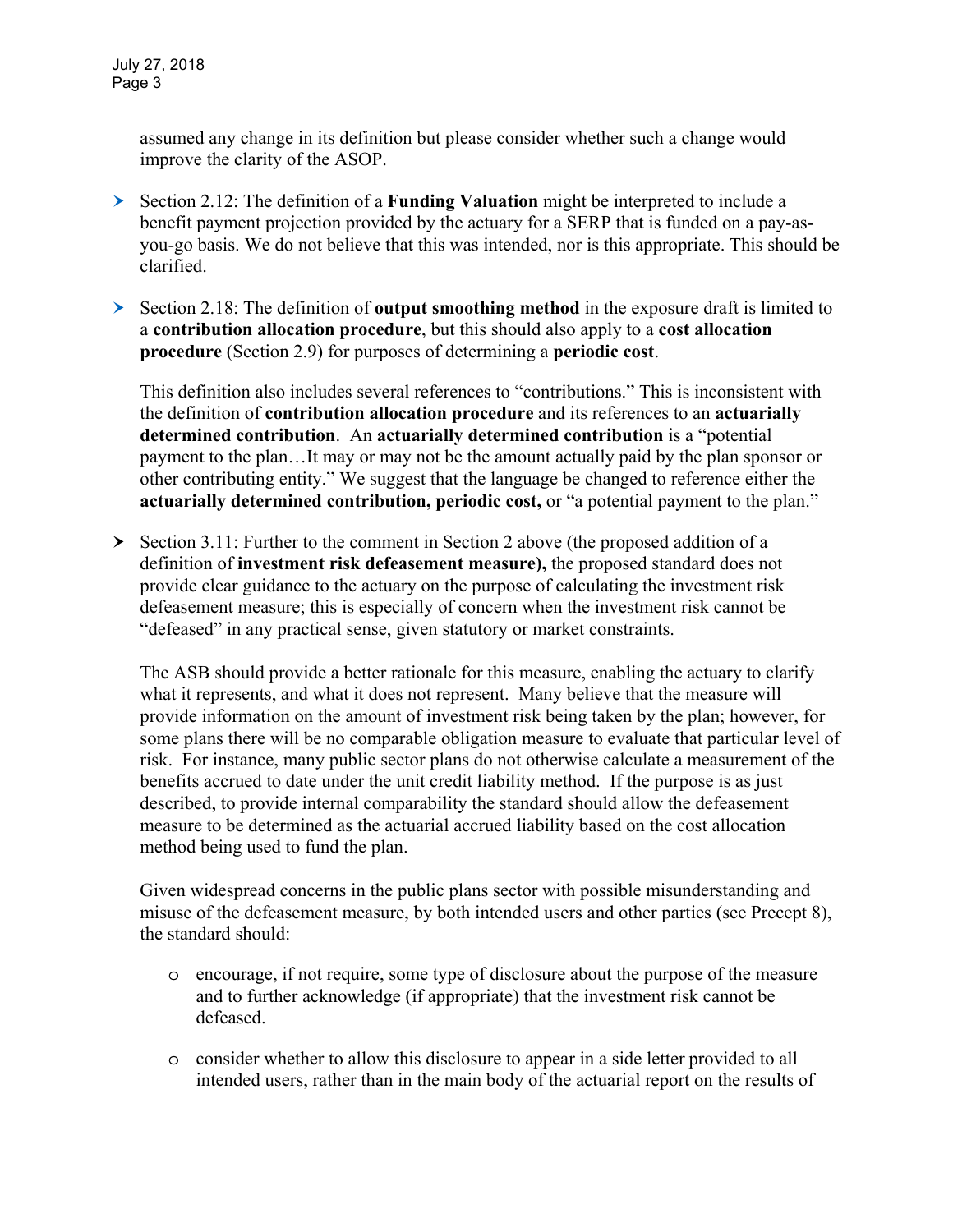assumed any change in its definition but please consider whether such a change would improve the clarity of the ASOP.

- Section 2.12: The definition of a **Funding Valuation** might be interpreted to include a benefit payment projection provided by the actuary for a SERP that is funded on a pay-as-you-go basis. We do not believe that this was intended, nor is this appropriate. This should be clarified.

- Section 2.18: The definition of **output smoothing method** in the exposure draft is limited to a **contribution allocation procedure**, but this should also apply to a **cost allocation procedure** (Section 2.9) for purposes of determining a **periodic cost**.

  This definition also includes several references to "contributions." This is inconsistent with the definition of **contribution allocation procedure** and its references to an **actuarially determined contribution**. An **actuarially determined contribution** is a "potential payment to the plan…It may or may not be the amount actually paid by the plan sponsor or other contributing entity." We suggest that the language be changed to reference either the **actuarially determined contribution, periodic cost,** or "a potential payment to the plan."

- Section 3.11: Further to the comment in Section 2 above (the proposed addition of a definition of **investment risk defeasement measure),** the proposed standard does not provide clear guidance to the actuary on the purpose of calculating the investment risk defeasement measure; this is especially of concern when the investment risk cannot be "defeased" in any practical sense, given statutory or market constraints.

  The ASB should provide a better rationale for this measure, enabling the actuary to clarify what it represents, and what it does not represent. Many believe that the measure will provide information on the amount of investment risk being taken by the plan; however, for some plans there will be no comparable obligation measure to evaluate that particular level of risk. For instance, many public sector plans do not otherwise calculate a measurement of the benefits accrued to date under the unit credit liability method. If the purpose is as just described, to provide internal comparability the standard should allow the defeasement measure to be determined as the actuarial accrued liability based on the cost allocation method being used to fund the plan.

  Given widespread concerns in the public plans sector with possible misunderstanding and misuse of the defeasement measure, by both intended users and other parties (see Precept 8), the standard should:

  - encourage, if not require, some type of disclosure about the purpose of the measure and to further acknowledge (if appropriate) that the investment risk cannot be defeased.

  - consider whether to allow this disclosure to appear in a side letter provided to all intended users, rather than in the main body of the actuarial report on the results of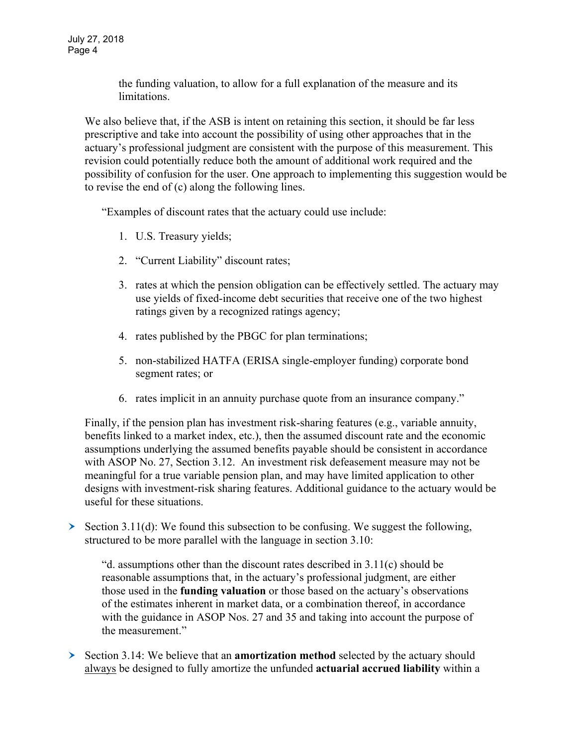the funding valuation, to allow for a full explanation of the measure and its limitations.

We also believe that, if the ASB is intent on retaining this section, it should be far less prescriptive and take into account the possibility of using other approaches that in the actuary's professional judgment are consistent with the purpose of this measurement. This revision could potentially reduce both the amount of additional work required and the possibility of confusion for the user. One approach to implementing this suggestion would be to revise the end of (c) along the following lines.

> "Examples of discount rates that the actuary could use include:
>
> 1. U.S. Treasury yields;
> 2. "Current Liability" discount rates;
> 3. rates at which the pension obligation can be effectively settled. The actuary may use yields of fixed-income debt securities that receive one of the two highest ratings given by a recognized ratings agency;
> 4. rates published by the PBGC for plan terminations;
> 5. non-stabilized HATFA (ERISA single-employer funding) corporate bond segment rates; or
> 6. rates implicit in an annuity purchase quote from an insurance company."

Finally, if the pension plan has investment risk-sharing features (e.g., variable annuity, benefits linked to a market index, etc.), then the assumed discount rate and the economic assumptions underlying the assumed benefits payable should be consistent in accordance with ASOP No. 27, Section 3.12. An investment risk defeasement measure may not be meaningful for a true variable pension plan, and may have limited application to other designs with investment-risk sharing features. Additional guidance to the actuary would be useful for these situations.

- Section 3.11(d): We found this subsection to be confusing. We suggest the following, structured to be more parallel with the language in section 3.10:

  > "d. assumptions other than the discount rates described in 3.11(c) should be reasonable assumptions that, in the actuary's professional judgment, are either those used in the **funding valuation** or those based on the actuary's observations of the estimates inherent in market data, or a combination thereof, in accordance with the guidance in ASOP Nos. 27 and 35 and taking into account the purpose of the measurement."

- Section 3.14: We believe that an **amortization method** selected by the actuary should <u>always</u> be designed to fully amortize the unfunded **actuarial accrued liability** within a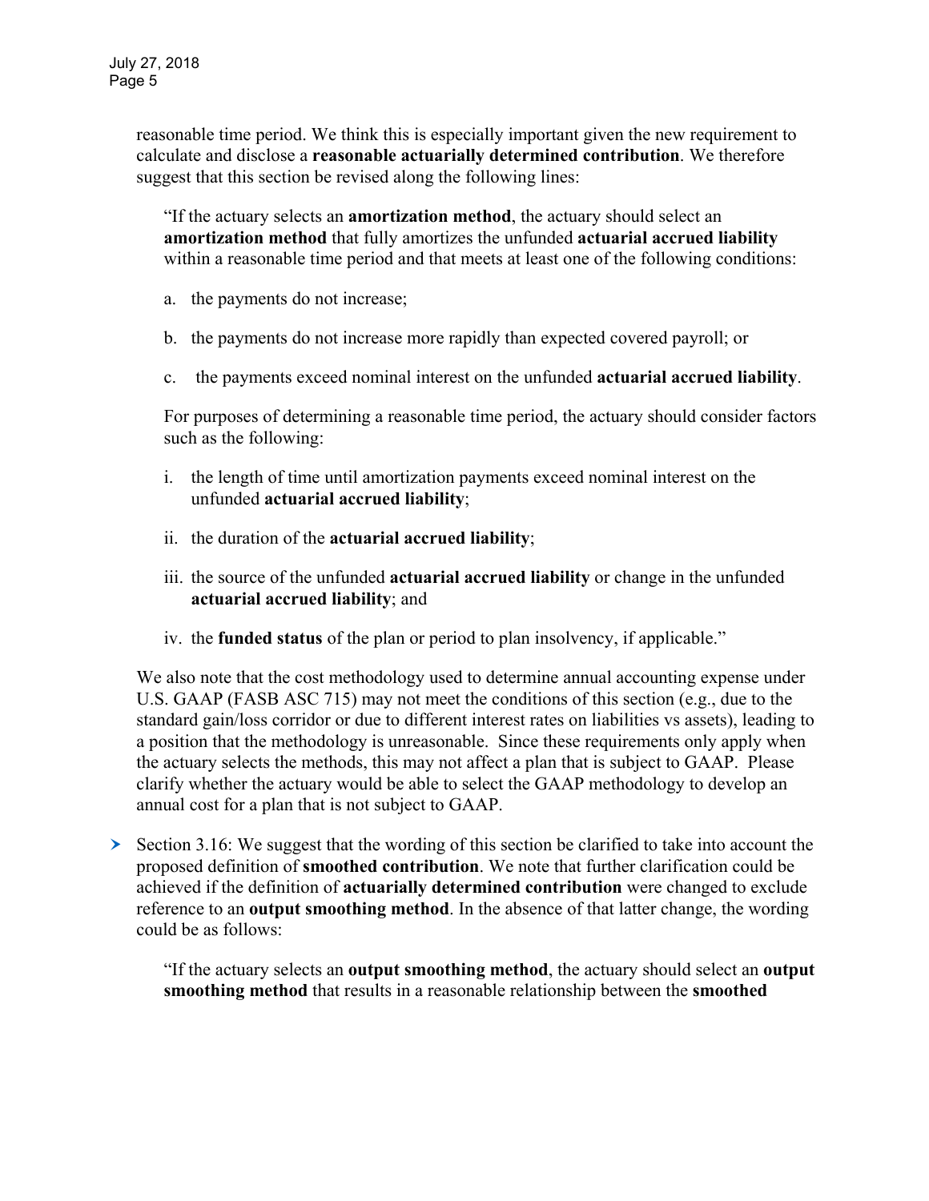reasonable time period. We think this is especially important given the new requirement to calculate and disclose a **reasonable actuarially determined contribution**. We therefore suggest that this section be revised along the following lines:

> "If the actuary selects an **amortization method**, the actuary should select an **amortization method** that fully amortizes the unfunded **actuarial accrued liability** within a reasonable time period and that meets at least one of the following conditions:
>
> a. the payments do not increase;
>
> b. the payments do not increase more rapidly than expected covered payroll; or
>
> c. the payments exceed nominal interest on the unfunded **actuarial accrued liability**.
>
> For purposes of determining a reasonable time period, the actuary should consider factors such as the following:
>
> i. the length of time until amortization payments exceed nominal interest on the unfunded **actuarial accrued liability**;
>
> ii. the duration of the **actuarial accrued liability**;
>
> iii. the source of the unfunded **actuarial accrued liability** or change in the unfunded **actuarial accrued liability**; and
>
> iv. the **funded status** of the plan or period to plan insolvency, if applicable."

We also note that the cost methodology used to determine annual accounting expense under U.S. GAAP (FASB ASC 715) may not meet the conditions of this section (e.g., due to the standard gain/loss corridor or due to different interest rates on liabilities vs assets), leading to a position that the methodology is unreasonable. Since these requirements only apply when the actuary selects the methods, this may not affect a plan that is subject to GAAP. Please clarify whether the actuary would be able to select the GAAP methodology to develop an annual cost for a plan that is not subject to GAAP.

- Section 3.16: We suggest that the wording of this section be clarified to take into account the proposed definition of **smoothed contribution**. We note that further clarification could be achieved if the definition of **actuarially determined contribution** were changed to exclude reference to an **output smoothing method**. In the absence of that latter change, the wording could be as follows:

  > "If the actuary selects an **output smoothing method**, the actuary should select an **output smoothing method** that results in a reasonable relationship between the **smoothed**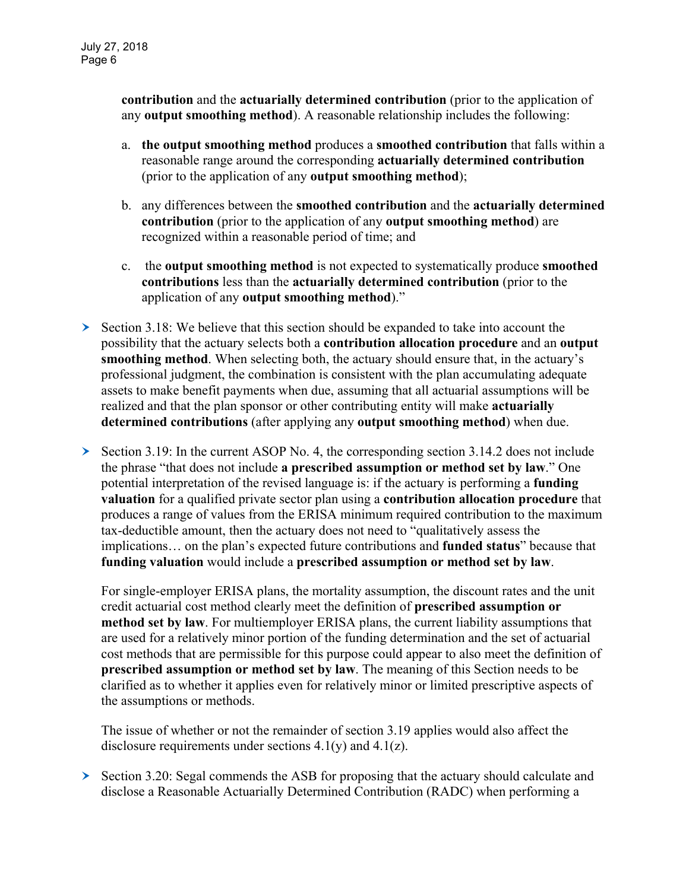**contribution** and the **actuarially determined contribution** (prior to the application of any **output smoothing method**). A reasonable relationship includes the following:

a. **the output smoothing method** produces a **smoothed contribution** that falls within a reasonable range around the corresponding **actuarially determined contribution** (prior to the application of any **output smoothing method**);

b. any differences between the **smoothed contribution** and the **actuarially determined contribution** (prior to the application of any **output smoothing method**) are recognized within a reasonable period of time; and

c. the **output smoothing method** is not expected to systematically produce **smoothed contributions** less than the **actuarially determined contribution** (prior to the application of any **output smoothing method**)."

- Section 3.18: We believe that this section should be expanded to take into account the possibility that the actuary selects both a **contribution allocation procedure** and an **output smoothing method**. When selecting both, the actuary should ensure that, in the actuary's professional judgment, the combination is consistent with the plan accumulating adequate assets to make benefit payments when due, assuming that all actuarial assumptions will be realized and that the plan sponsor or other contributing entity will make **actuarially determined contributions** (after applying any **output smoothing method**) when due.

- Section 3.19: In the current ASOP No. 4, the corresponding section 3.14.2 does not include the phrase "that does not include **a prescribed assumption or method set by law**." One potential interpretation of the revised language is: if the actuary is performing a **funding valuation** for a qualified private sector plan using a **contribution allocation procedure** that produces a range of values from the ERISA minimum required contribution to the maximum tax-deductible amount, then the actuary does not need to "qualitatively assess the implications… on the plan's expected future contributions and **funded status**" because that **funding valuation** would include a **prescribed assumption or method set by law**.

  For single-employer ERISA plans, the mortality assumption, the discount rates and the unit credit actuarial cost method clearly meet the definition of **prescribed assumption or method set by law**. For multiemployer ERISA plans, the current liability assumptions that are used for a relatively minor portion of the funding determination and the set of actuarial cost methods that are permissible for this purpose could appear to also meet the definition of **prescribed assumption or method set by law**. The meaning of this Section needs to be clarified as to whether it applies even for relatively minor or limited prescriptive aspects of the assumptions or methods.

  The issue of whether or not the remainder of section 3.19 applies would also affect the disclosure requirements under sections 4.1(y) and 4.1(z).

- Section 3.20: Segal commends the ASB for proposing that the actuary should calculate and disclose a Reasonable Actuarially Determined Contribution (RADC) when performing a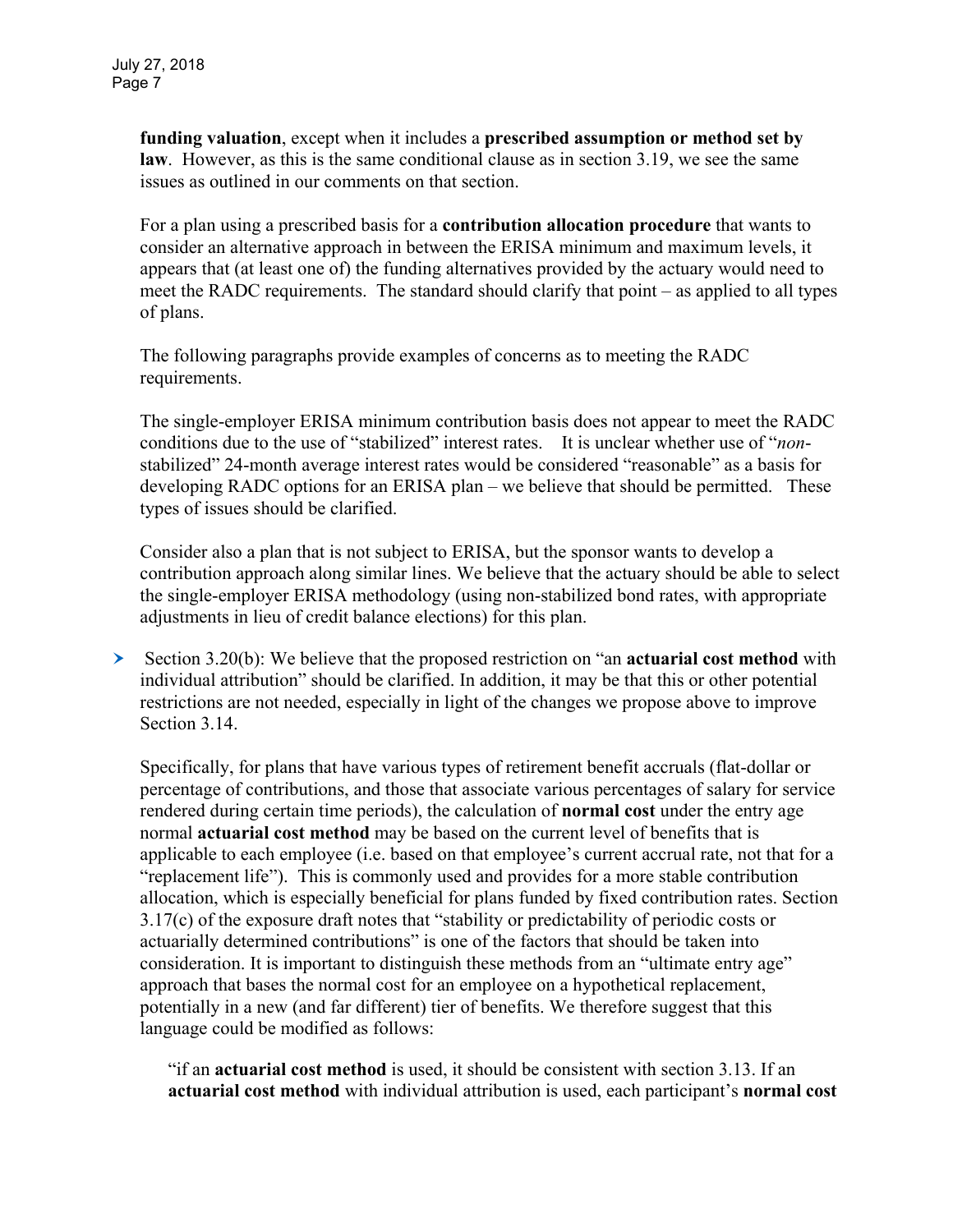**funding valuation**, except when it includes a **prescribed assumption or method set by law**. However, as this is the same conditional clause as in section 3.19, we see the same issues as outlined in our comments on that section.

For a plan using a prescribed basis for a **contribution allocation procedure** that wants to consider an alternative approach in between the ERISA minimum and maximum levels, it appears that (at least one of) the funding alternatives provided by the actuary would need to meet the RADC requirements. The standard should clarify that point – as applied to all types of plans.

The following paragraphs provide examples of concerns as to meeting the RADC requirements.

The single-employer ERISA minimum contribution basis does not appear to meet the RADC conditions due to the use of "stabilized" interest rates. It is unclear whether use of "*non*-stabilized" 24-month average interest rates would be considered "reasonable" as a basis for developing RADC options for an ERISA plan – we believe that should be permitted. These types of issues should be clarified.

Consider also a plan that is not subject to ERISA, but the sponsor wants to develop a contribution approach along similar lines. We believe that the actuary should be able to select the single-employer ERISA methodology (using non-stabilized bond rates, with appropriate adjustments in lieu of credit balance elections) for this plan.

- Section 3.20(b): We believe that the proposed restriction on "an **actuarial cost method** with individual attribution" should be clarified. In addition, it may be that this or other potential restrictions are not needed, especially in light of the changes we propose above to improve Section 3.14.

  Specifically, for plans that have various types of retirement benefit accruals (flat-dollar or percentage of contributions, and those that associate various percentages of salary for service rendered during certain time periods), the calculation of **normal cost** under the entry age normal **actuarial cost method** may be based on the current level of benefits that is applicable to each employee (i.e. based on that employee's current accrual rate, not that for a "replacement life"). This is commonly used and provides for a more stable contribution allocation, which is especially beneficial for plans funded by fixed contribution rates. Section 3.17(c) of the exposure draft notes that "stability or predictability of periodic costs or actuarially determined contributions" is one of the factors that should be taken into consideration. It is important to distinguish these methods from an "ultimate entry age" approach that bases the normal cost for an employee on a hypothetical replacement, potentially in a new (and far different) tier of benefits. We therefore suggest that this language could be modified as follows:

  > "if an **actuarial cost method** is used, it should be consistent with section 3.13. If an **actuarial cost method** with individual attribution is used, each participant's **normal cost**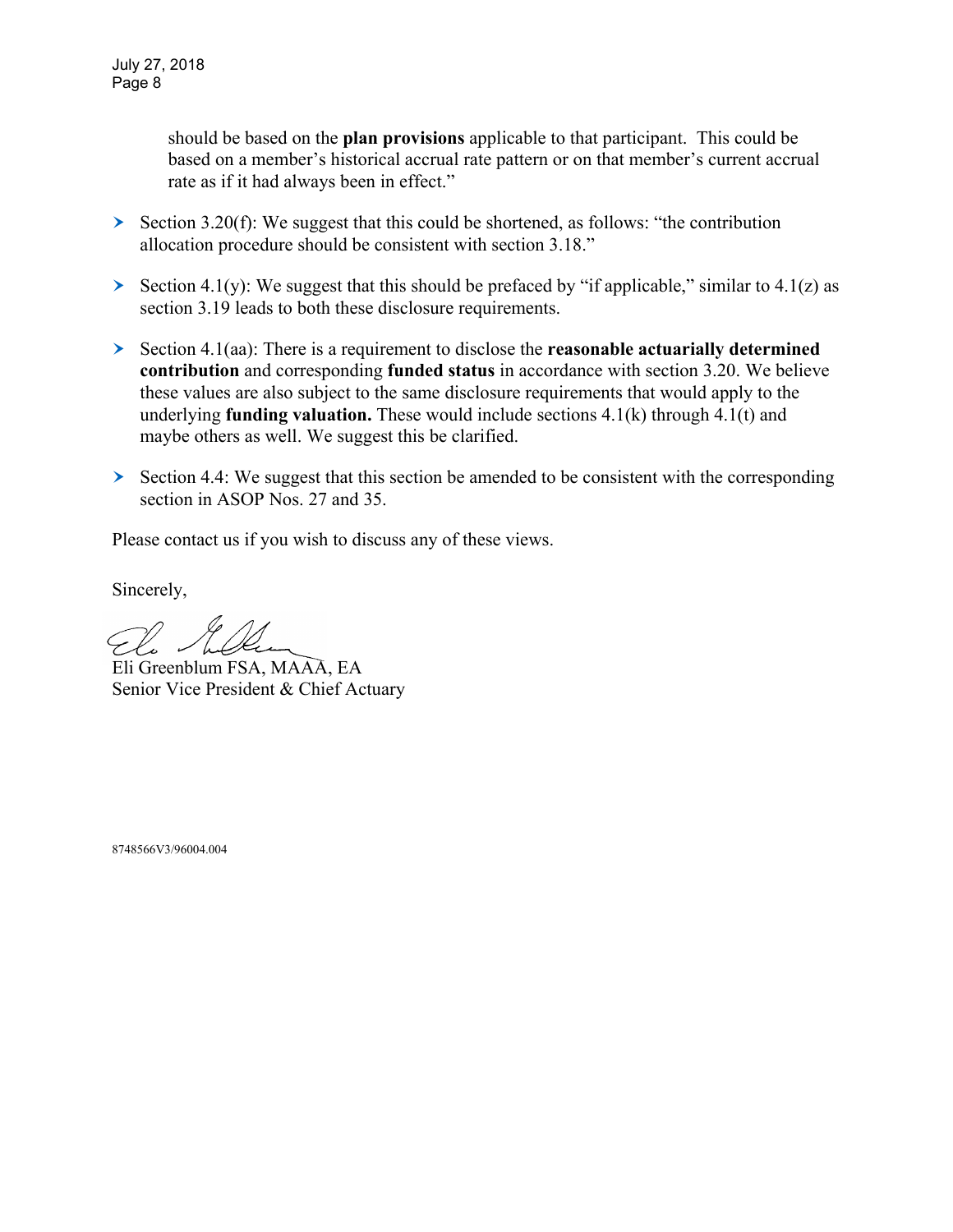should be based on the **plan provisions** applicable to that participant. This could be based on a member's historical accrual rate pattern or on that member's current accrual rate as if it had always been in effect."

- Section 3.20(f): We suggest that this could be shortened, as follows: "the contribution allocation procedure should be consistent with section 3.18."
- Section 4.1(y): We suggest that this should be prefaced by "if applicable," similar to 4.1(z) as section 3.19 leads to both these disclosure requirements.
- Section 4.1(aa): There is a requirement to disclose the **reasonable actuarially determined contribution** and corresponding **funded status** in accordance with section 3.20. We believe these values are also subject to the same disclosure requirements that would apply to the underlying **funding valuation.** These would include sections 4.1(k) through 4.1(t) and maybe others as well. We suggest this be clarified.
- Section 4.4: We suggest that this section be amended to be consistent with the corresponding section in ASOP Nos. 27 and 35.

Please contact us if you wish to discuss any of these views.

Sincerely,

Eli Greenblum FSA, MAAA, EA
Senior Vice President & Chief Actuary

8748566V3/96004.004